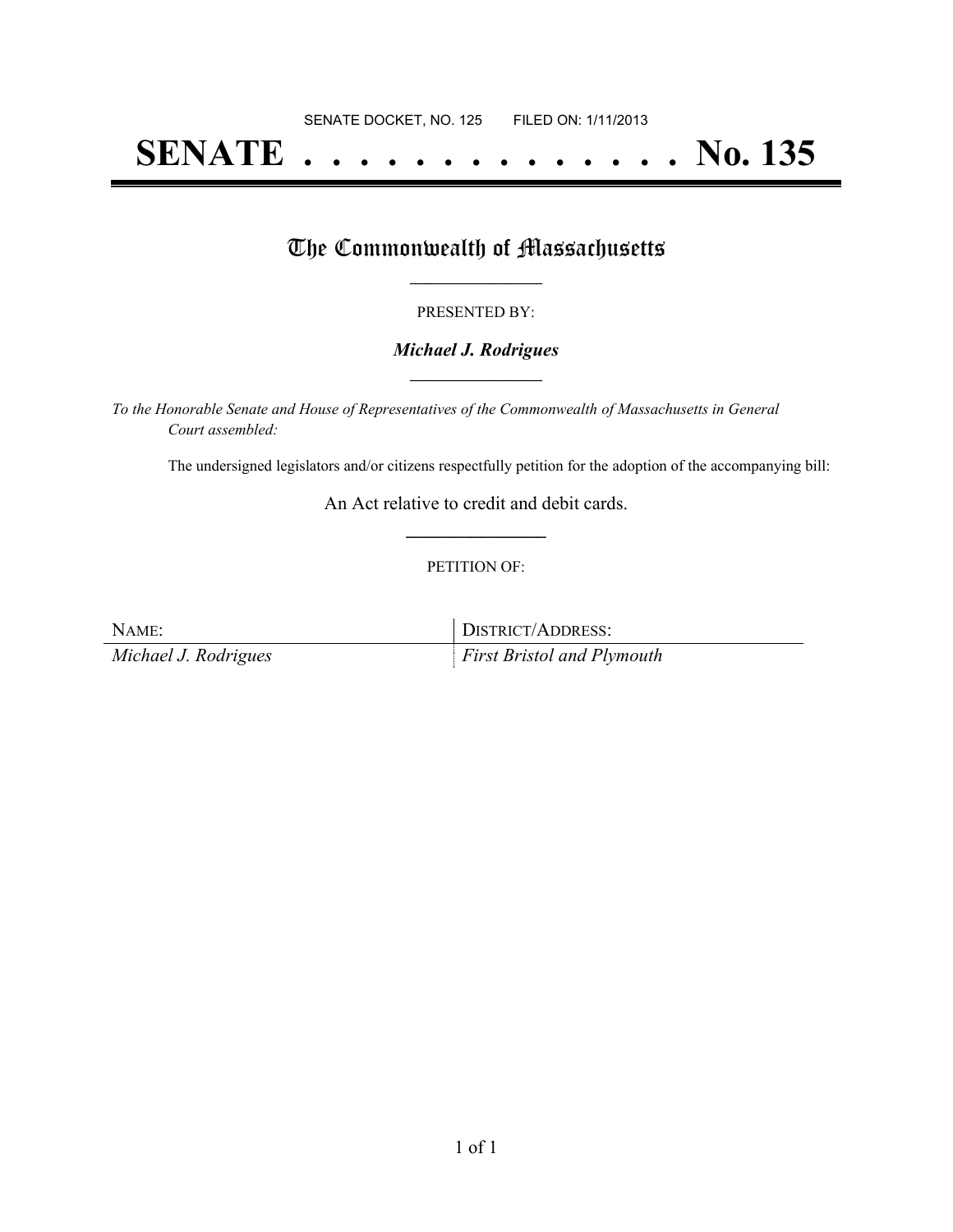SENATE DOCKET, NO. 125        FILED ON: 1/11/2013

# SENATE . . . . . . . . . . . . . . No. 135

## The Commonwealth of Massachusetts

PRESENTED BY:

***Michael J. Rodrigues***

*To the Honorable Senate and House of Representatives of the Commonwealth of Massachusetts in General Court assembled:*

The undersigned legislators and/or citizens respectfully petition for the adoption of the accompanying bill:

An Act relative to credit and debit cards.

PETITION OF:

| NAME: | DISTRICT/ADDRESS: |
| --- | --- |
| *Michael J. Rodrigues* | *First Bristol and Plymouth* |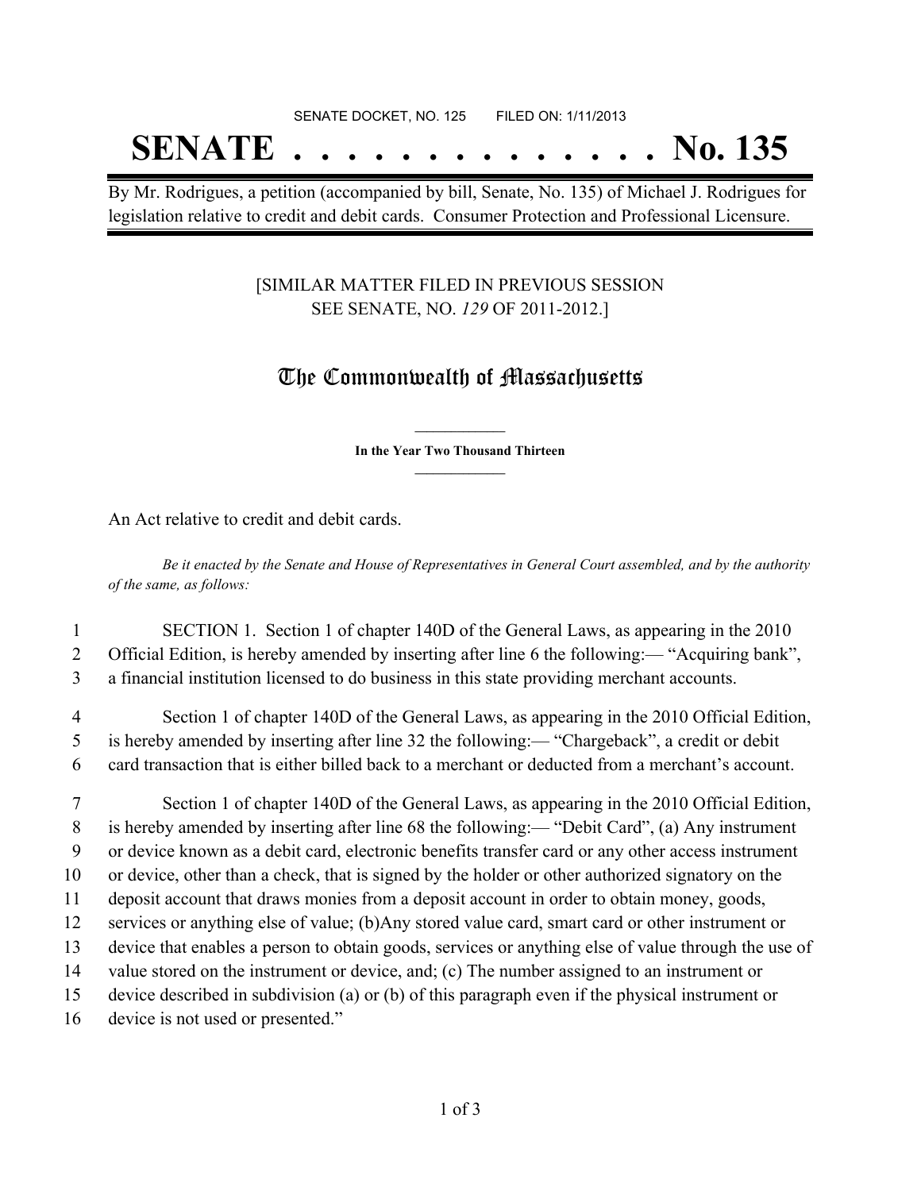SENATE DOCKET, NO. 125        FILED ON: 1/11/2013

# SENATE . . . . . . . . . . . . . . No. 135

By Mr. Rodrigues, a petition (accompanied by bill, Senate, No. 135) of Michael J. Rodrigues for legislation relative to credit and debit cards. Consumer Protection and Professional Licensure.

[SIMILAR MATTER FILED IN PREVIOUS SESSION
SEE SENATE, NO. *129* OF 2011-2012.]

## The Commonwealth of Massachusetts

**In the Year Two Thousand Thirteen**

An Act relative to credit and debit cards.

*Be it enacted by the Senate and House of Representatives in General Court assembled, and by the authority of the same, as follows:*

1 SECTION 1. Section 1 of chapter 140D of the General Laws, as appearing in the 2010
2 Official Edition, is hereby amended by inserting after line 6 the following:— "Acquiring bank",
3 a financial institution licensed to do business in this state providing merchant accounts.

4 Section 1 of chapter 140D of the General Laws, as appearing in the 2010 Official Edition,
5 is hereby amended by inserting after line 32 the following:— "Chargeback", a credit or debit
6 card transaction that is either billed back to a merchant or deducted from a merchant's account.

7 Section 1 of chapter 140D of the General Laws, as appearing in the 2010 Official Edition,
8 is hereby amended by inserting after line 68 the following:— "Debit Card", (a) Any instrument
9 or device known as a debit card, electronic benefits transfer card or any other access instrument
10 or device, other than a check, that is signed by the holder or other authorized signatory on the
11 deposit account that draws monies from a deposit account in order to obtain money, goods,
12 services or anything else of value; (b)Any stored value card, smart card or other instrument or
13 device that enables a person to obtain goods, services or anything else of value through the use of
14 value stored on the instrument or device, and; (c) The number assigned to an instrument or
15 device described in subdivision (a) or (b) of this paragraph even if the physical instrument or
16 device is not used or presented."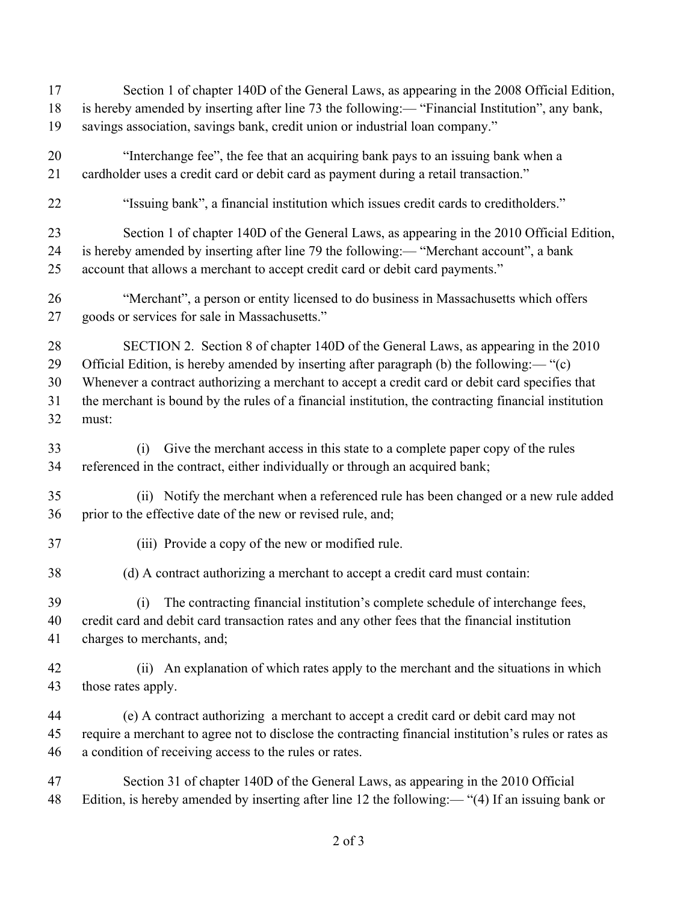Section 1 of chapter 140D of the General Laws, as appearing in the 2008 Official Edition, is hereby amended by inserting after line 73 the following:— "Financial Institution", any bank, savings association, savings bank, credit union or industrial loan company."

"Interchange fee", the fee that an acquiring bank pays to an issuing bank when a cardholder uses a credit card or debit card as payment during a retail transaction."

"Issuing bank", a financial institution which issues credit cards to creditholders."

Section 1 of chapter 140D of the General Laws, as appearing in the 2010 Official Edition, is hereby amended by inserting after line 79 the following:— "Merchant account", a bank account that allows a merchant to accept credit card or debit card payments."

"Merchant", a person or entity licensed to do business in Massachusetts which offers goods or services for sale in Massachusetts."

SECTION 2. Section 8 of chapter 140D of the General Laws, as appearing in the 2010 Official Edition, is hereby amended by inserting after paragraph (b) the following:— "(c) Whenever a contract authorizing a merchant to accept a credit card or debit card specifies that the merchant is bound by the rules of a financial institution, the contracting financial institution must:

(i) Give the merchant access in this state to a complete paper copy of the rules referenced in the contract, either individually or through an acquired bank;

(ii) Notify the merchant when a referenced rule has been changed or a new rule added prior to the effective date of the new or revised rule, and;

(iii) Provide a copy of the new or modified rule.

(d) A contract authorizing a merchant to accept a credit card must contain:

(i) The contracting financial institution's complete schedule of interchange fees, credit card and debit card transaction rates and any other fees that the financial institution charges to merchants, and;

(ii) An explanation of which rates apply to the merchant and the situations in which those rates apply.

(e) A contract authorizing a merchant to accept a credit card or debit card may not require a merchant to agree not to disclose the contracting financial institution's rules or rates as a condition of receiving access to the rules or rates.

Section 31 of chapter 140D of the General Laws, as appearing in the 2010 Official Edition, is hereby amended by inserting after line 12 the following:— "(4) If an issuing bank or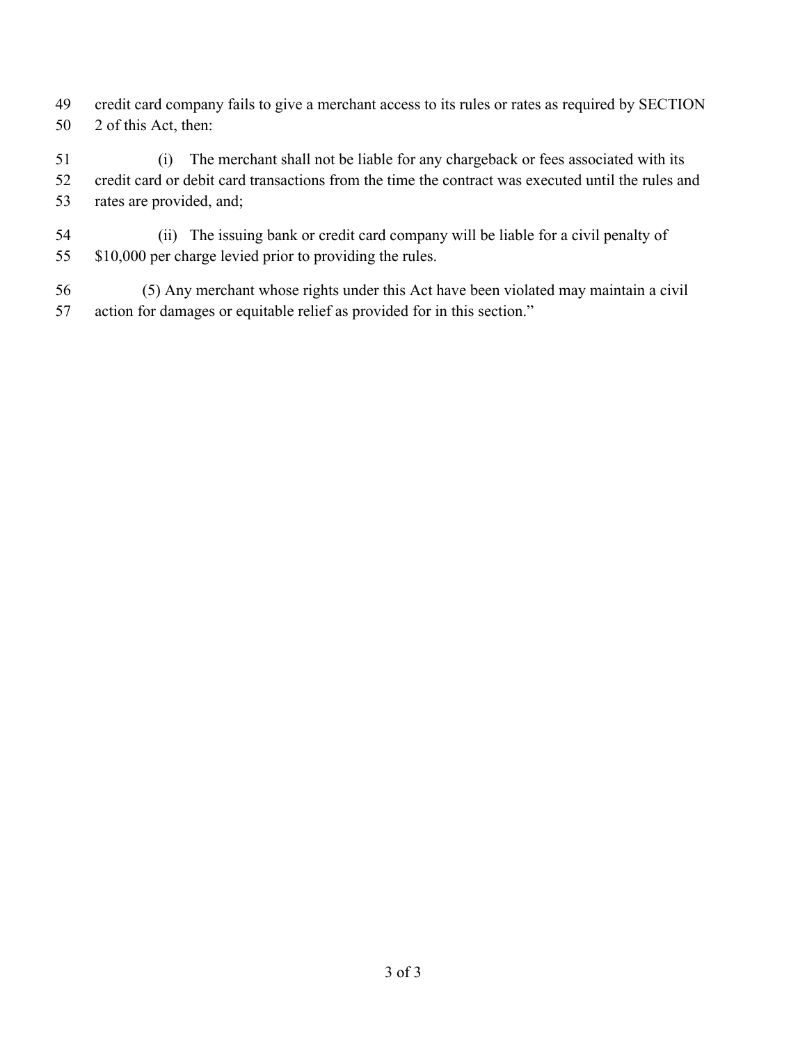credit card company fails to give a merchant access to its rules or rates as required by SECTION 2 of this Act, then:

(i) The merchant shall not be liable for any chargeback or fees associated with its credit card or debit card transactions from the time the contract was executed until the rules and rates are provided, and;

(ii) The issuing bank or credit card company will be liable for a civil penalty of $10,000 per charge levied prior to providing the rules.

(5) Any merchant whose rights under this Act have been violated may maintain a civil action for damages or equitable relief as provided for in this section."